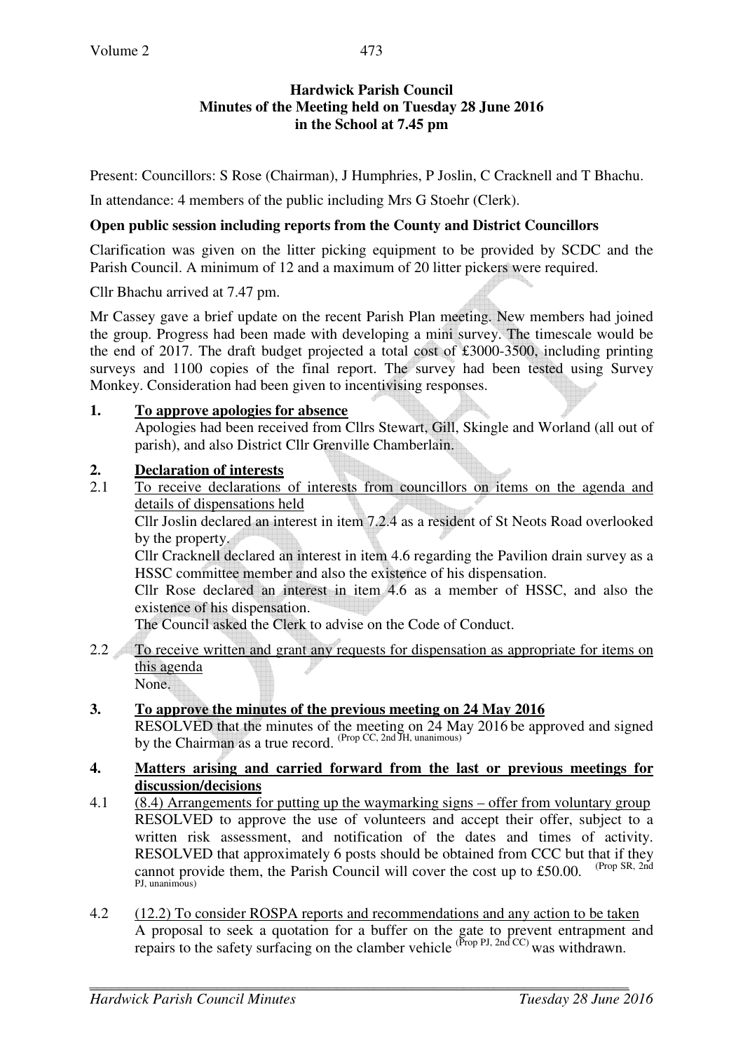**Hardwick Parish Council**
**Minutes of the Meeting held on Tuesday 28 June 2016**
**in the School at 7.45 pm**

Present: Councillors: S Rose (Chairman), J Humphries, P Joslin, C Cracknell and T Bhachu.

In attendance: 4 members of the public including Mrs G Stoehr (Clerk).

**Open public session including reports from the County and District Councillors**

Clarification was given on the litter picking equipment to be provided by SCDC and the Parish Council. A minimum of 12 and a maximum of 20 litter pickers were required.

Cllr Bhachu arrived at 7.47 pm.

Mr Cassey gave a brief update on the recent Parish Plan meeting. New members had joined the group. Progress had been made with developing a mini survey. The timescale would be the end of 2017. The draft budget projected a total cost of £3000-3500, including printing surveys and 1100 copies of the final report. The survey had been tested using Survey Monkey. Consideration had been given to incentivising responses.

**1. <u>To approve apologies for absence</u>**

Apologies had been received from Cllrs Stewart, Gill, Skingle and Worland (all out of parish), and also District Cllr Grenville Chamberlain.

**2. <u>Declaration of interests</u>**

2.1 <u>To receive declarations of interests from councillors on items on the agenda and details of dispensations held</u>

Cllr Joslin declared an interest in item 7.2.4 as a resident of St Neots Road overlooked by the property.

Cllr Cracknell declared an interest in item 4.6 regarding the Pavilion drain survey as a HSSC committee member and also the existence of his dispensation.

Cllr Rose declared an interest in item 4.6 as a member of HSSC, and also the existence of his dispensation.

The Council asked the Clerk to advise on the Code of Conduct.

2.2 <u>To receive written and grant any requests for dispensation as appropriate for items on this agenda</u>

None.

**3. <u>To approve the minutes of the previous meeting on 24 May 2016</u>**

RESOLVED that the minutes of the meeting on 24 May 2016 be approved and signed by the Chairman as a true record. (Prop CC, 2nd JH, unanimous)

**4. <u>Matters arising and carried forward from the last or previous meetings for discussion/decisions</u>**

4.1 <u>(8.4) Arrangements for putting up the waymarking signs – offer from voluntary group</u>

RESOLVED to approve the use of volunteers and accept their offer, subject to a written risk assessment, and notification of the dates and times of activity. RESOLVED that approximately 6 posts should be obtained from CCC but that if they cannot provide them, the Parish Council will cover the cost up to £50.00. (Prop SR, 2nd PJ, unanimous)

4.2 <u>(12.2) To consider ROSPA reports and recommendations and any action to be taken</u>

A proposal to seek a quotation for a buffer on the gate to prevent entrapment and repairs to the safety surfacing on the clamber vehicle (Prop PJ, 2nd CC) was withdrawn.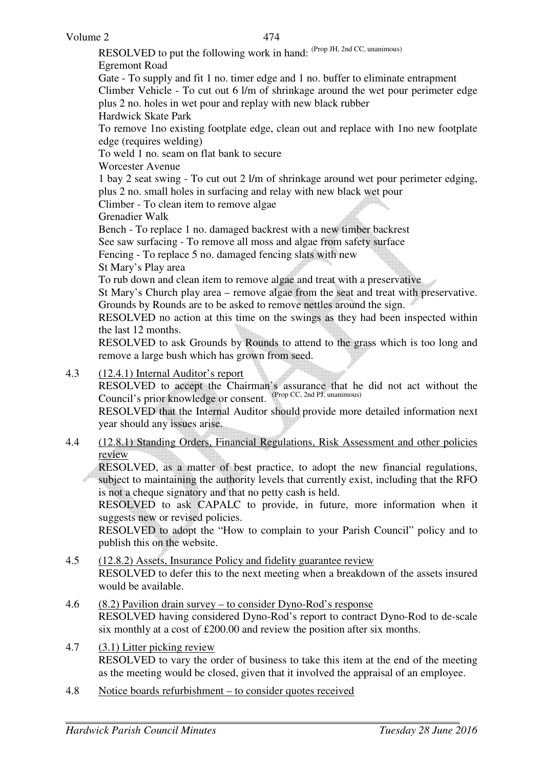RESOLVED to put the following work in hand: (Prop JH, 2nd CC, unanimous)

Egremont Road

Gate - To supply and fit 1 no. timer edge and 1 no. buffer to eliminate entrapment

Climber Vehicle - To cut out 6 l/m of shrinkage around the wet pour perimeter edge plus 2 no. holes in wet pour and replay with new black rubber

Hardwick Skate Park

To remove 1no existing footplate edge, clean out and replace with 1no new footplate edge (requires welding)

To weld 1 no. seam on flat bank to secure

Worcester Avenue

1 bay 2 seat swing - To cut out 2 l/m of shrinkage around wet pour perimeter edging, plus 2 no. small holes in surfacing and relay with new black wet pour

Climber - To clean item to remove algae

Grenadier Walk

Bench - To replace 1 no. damaged backrest with a new timber backrest

See saw surfacing - To remove all moss and algae from safety surface

Fencing - To replace 5 no. damaged fencing slats with new

St Mary's Play area

To rub down and clean item to remove algae and treat with a preservative

St Mary's Church play area – remove algae from the seat and treat with preservative. Grounds by Rounds are to be asked to remove nettles around the sign.

RESOLVED no action at this time on the swings as they had been inspected within the last 12 months.

RESOLVED to ask Grounds by Rounds to attend to the grass which is too long and remove a large bush which has grown from seed.

4.3 (12.4.1) Internal Auditor's report

RESOLVED to accept the Chairman's assurance that he did not act without the Council's prior knowledge or consent. (Prop CC, 2nd PJ, unanimous)

RESOLVED that the Internal Auditor should provide more detailed information next year should any issues arise.

4.4 (12.8.1) Standing Orders, Financial Regulations, Risk Assessment and other policies review

RESOLVED, as a matter of best practice, to adopt the new financial regulations, subject to maintaining the authority levels that currently exist, including that the RFO is not a cheque signatory and that no petty cash is held.

RESOLVED to ask CAPALC to provide, in future, more information when it suggests new or revised policies.

RESOLVED to adopt the "How to complain to your Parish Council" policy and to publish this on the website.

4.5 (12.8.2) Assets, Insurance Policy and fidelity guarantee review

RESOLVED to defer this to the next meeting when a breakdown of the assets insured would be available.

4.6 (8.2) Pavilion drain survey – to consider Dyno-Rod's response

RESOLVED having considered Dyno-Rod's report to contract Dyno-Rod to de-scale six monthly at a cost of £200.00 and review the position after six months.

4.7 (3.1) Litter picking review

RESOLVED to vary the order of business to take this item at the end of the meeting as the meeting would be closed, given that it involved the appraisal of an employee.

4.8 Notice boards refurbishment – to consider quotes received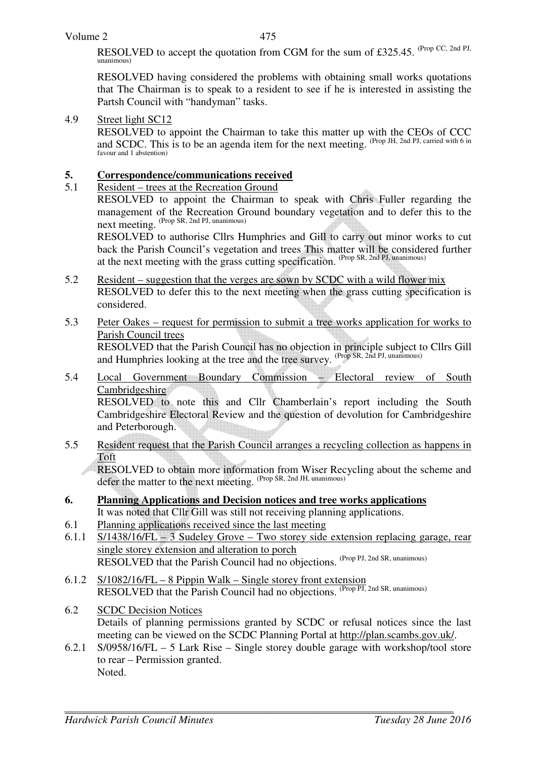RESOLVED to accept the quotation from CGM for the sum of £325.45. (Prop CC, 2nd PJ, unanimous)

RESOLVED having considered the problems with obtaining small works quotations that The Chairman is to speak to a resident to see if he is interested in assisting the Partsh Council with "handyman" tasks.

4.9 Street light SC12

RESOLVED to appoint the Chairman to take this matter up with the CEOs of CCC and SCDC. This is to be an agenda item for the next meeting. (Prop JH, 2nd PJ, carried with 6 in favour and 1 abstention)

## 5. Correspondence/communications received

5.1 Resident – trees at the Recreation Ground

RESOLVED to appoint the Chairman to speak with Chris Fuller regarding the management of the Recreation Ground boundary vegetation and to defer this to the next meeting. (Prop SR, 2nd PJ, unanimous)

RESOLVED to authorise Cllrs Humphries and Gill to carry out minor works to cut back the Parish Council's vegetation and trees This matter will be considered further at the next meeting with the grass cutting specification. (Prop SR, 2nd PJ, unanimous)

5.2 Resident – suggestion that the verges are sown by SCDC with a wild flower mix

RESOLVED to defer this to the next meeting when the grass cutting specification is considered.

5.3 Peter Oakes – request for permission to submit a tree works application for works to Parish Council trees

RESOLVED that the Parish Council has no objection in principle subject to Cllrs Gill and Humphries looking at the tree and the tree survey. (Prop SR, 2nd PJ, unanimous)

5.4 Local Government Boundary Commission – Electoral review of South Cambridgeshire

RESOLVED to note this and Cllr Chamberlain's report including the South Cambridgeshire Electoral Review and the question of devolution for Cambridgeshire and Peterborough.

5.5 Resident request that the Parish Council arranges a recycling collection as happens in Toft

RESOLVED to obtain more information from Wiser Recycling about the scheme and defer the matter to the next meeting. (Prop SR, 2nd JH, unanimous)

## 6. Planning Applications and Decision notices and tree works applications

It was noted that Cllr Gill was still not receiving planning applications.

6.1 Planning applications received since the last meeting

6.1.1 S/1438/16/FL – 3 Sudeley Grove – Two storey side extension replacing garage, rear single storey extension and alteration to porch

RESOLVED that the Parish Council had no objections. (Prop PJ, 2nd SR, unanimous)

6.1.2 S/1082/16/FL – 8 Pippin Walk – Single storey front extension

RESOLVED that the Parish Council had no objections. (Prop PJ, 2nd SR, unanimous)

6.2 SCDC Decision Notices

Details of planning permissions granted by SCDC or refusal notices since the last meeting can be viewed on the SCDC Planning Portal at http://plan.scambs.gov.uk/.

6.2.1 S/0958/16/FL – 5 Lark Rise – Single storey double garage with workshop/tool store to rear – Permission granted.

Noted.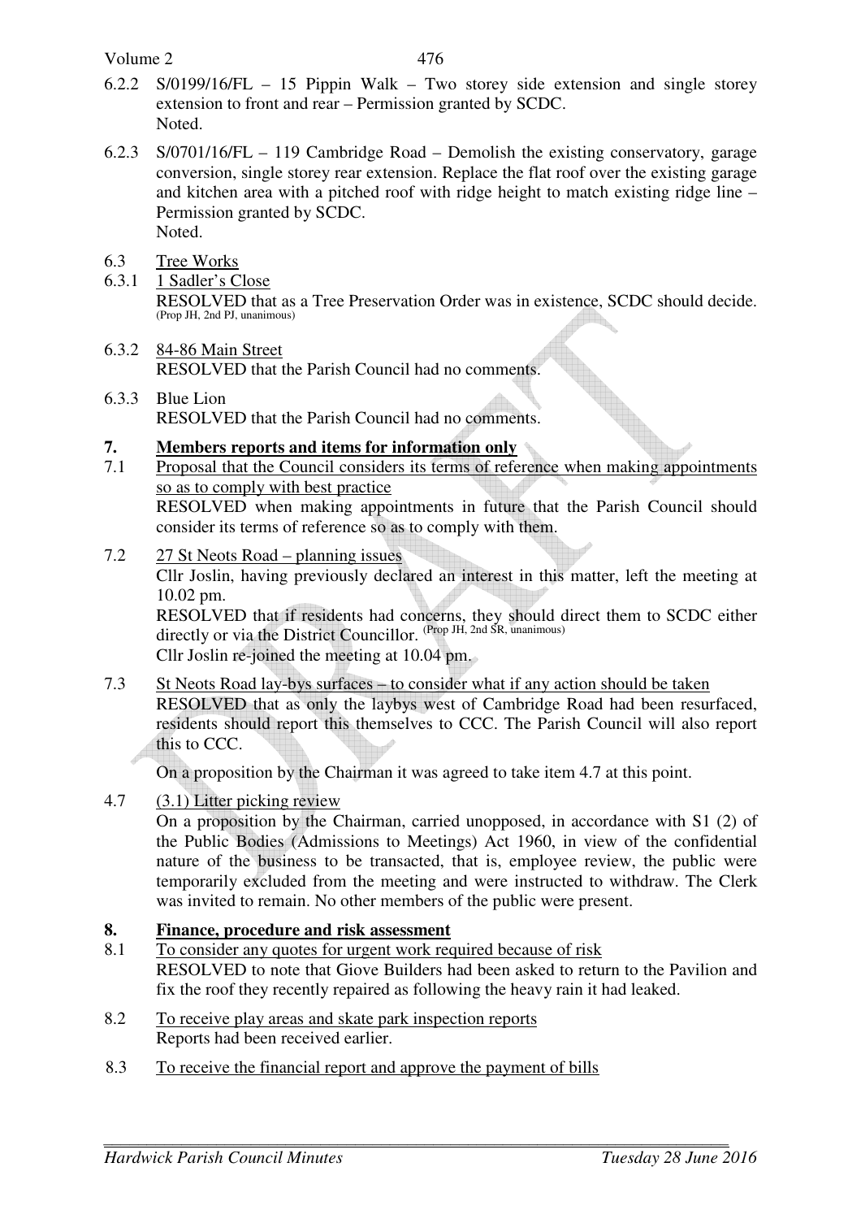6.2.2 S/0199/16/FL – 15 Pippin Walk – Two storey side extension and single storey extension to front and rear – Permission granted by SCDC.
Noted.

6.2.3 S/0701/16/FL – 119 Cambridge Road – Demolish the existing conservatory, garage conversion, single storey rear extension. Replace the flat roof over the existing garage and kitchen area with a pitched roof with ridge height to match existing ridge line – Permission granted by SCDC.
Noted.

6.3 Tree Works

6.3.1 1 Sadler's Close
RESOLVED that as a Tree Preservation Order was in existence, SCDC should decide. (Prop JH, 2nd PJ, unanimous)

6.3.2 84-86 Main Street
RESOLVED that the Parish Council had no comments.

6.3.3 Blue Lion
RESOLVED that the Parish Council had no comments.

## 7. Members reports and items for information only

7.1 Proposal that the Council considers its terms of reference when making appointments so as to comply with best practice
RESOLVED when making appointments in future that the Parish Council should consider its terms of reference so as to comply with them.

7.2 27 St Neots Road – planning issues
Cllr Joslin, having previously declared an interest in this matter, left the meeting at 10.02 pm.
RESOLVED that if residents had concerns, they should direct them to SCDC either directly or via the District Councillor. (Prop JH, 2nd SR, unanimous)
Cllr Joslin re-joined the meeting at 10.04 pm.

7.3 St Neots Road lay-bys surfaces – to consider what if any action should be taken
RESOLVED that as only the laybys west of Cambridge Road had been resurfaced, residents should report this themselves to CCC. The Parish Council will also report this to CCC.

On a proposition by the Chairman it was agreed to take item 4.7 at this point.

4.7 (3.1) Litter picking review
On a proposition by the Chairman, carried unopposed, in accordance with S1 (2) of the Public Bodies (Admissions to Meetings) Act 1960, in view of the confidential nature of the business to be transacted, that is, employee review, the public were temporarily excluded from the meeting and were instructed to withdraw. The Clerk was invited to remain. No other members of the public were present.

## 8. Finance, procedure and risk assessment

8.1 To consider any quotes for urgent work required because of risk
RESOLVED to note that Giove Builders had been asked to return to the Pavilion and fix the roof they recently repaired as following the heavy rain it had leaked.

8.2 To receive play areas and skate park inspection reports
Reports had been received earlier.

8.3 To receive the financial report and approve the payment of bills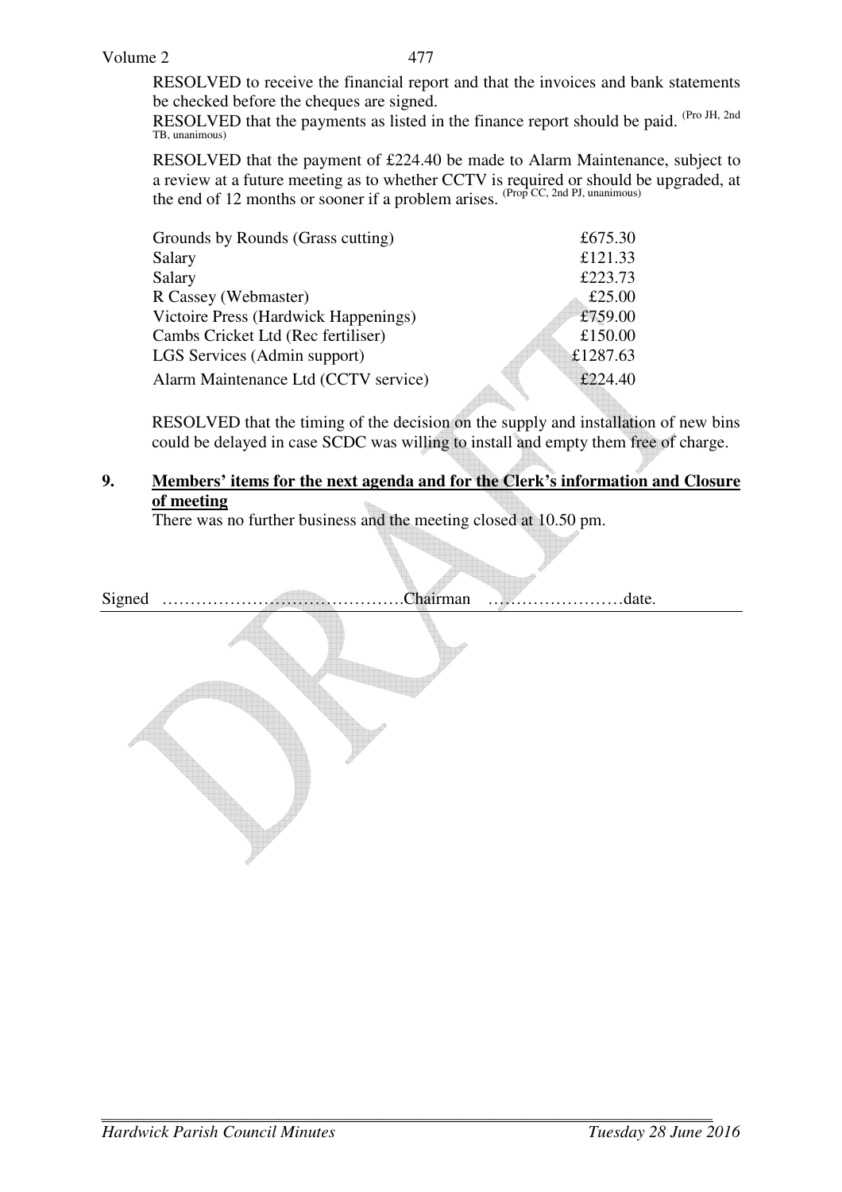RESOLVED to receive the financial report and that the invoices and bank statements be checked before the cheques are signed.

RESOLVED that the payments as listed in the finance report should be paid. (Pro JH, 2nd TB, unanimous)

RESOLVED that the payment of £224.40 be made to Alarm Maintenance, subject to a review at a future meeting as to whether CCTV is required or should be upgraded, at the end of 12 months or sooner if a problem arises. (Prop CC, 2nd PJ, unanimous)

| | |
|---|---|
| Grounds by Rounds (Grass cutting) | £675.30 |
| Salary | £121.33 |
| Salary | £223.73 |
| R Cassey (Webmaster) | £25.00 |
| Victoire Press (Hardwick Happenings) | £759.00 |
| Cambs Cricket Ltd (Rec fertiliser) | £150.00 |
| LGS Services (Admin support) | £1287.63 |
| Alarm Maintenance Ltd (CCTV service) | £224.40 |

RESOLVED that the timing of the decision on the supply and installation of new bins could be delayed in case SCDC was willing to install and empty them free of charge.

## 9. Members' items for the next agenda and for the Clerk's information and Closure of meeting

There was no further business and the meeting closed at 10.50 pm.

Signed ……………………………………Chairman ……………………date.